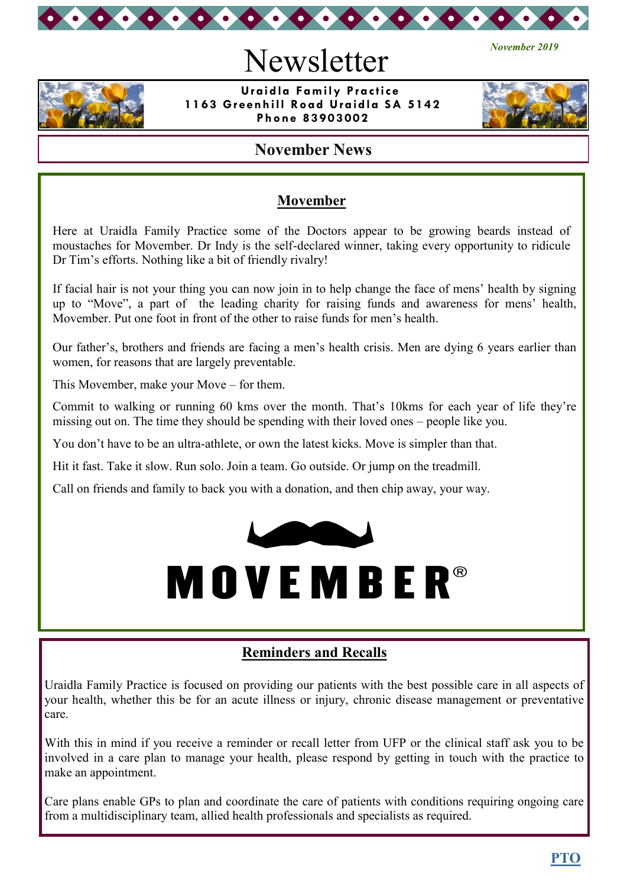*November 2019*

# Newsletter

**Uraidla Family Practice**
**1163 Greenhill Road Uraidla SA 5142**
**Phone 83903002**

## November News

### Movember

Here at Uraidla Family Practice some of the Doctors appear to be growing beards instead of moustaches for Movember. Dr Indy is the self-declared winner, taking every opportunity to ridicule Dr Tim's efforts. Nothing like a bit of friendly rivalry!

If facial hair is not your thing you can now join in to help change the face of mens' health by signing up to "Move", a part of the leading charity for raising funds and awareness for mens' health, Movember. Put one foot in front of the other to raise funds for men's health.

Our father's, brothers and friends are facing a men's health crisis. Men are dying 6 years earlier than women, for reasons that are largely preventable.

This Movember, make your Move – for them.

Commit to walking or running 60 kms over the month. That's 10kms for each year of life they're missing out on. The time they should be spending with their loved ones – people like you.

You don't have to be an ultra-athlete, or own the latest kicks. Move is simpler than that.

Hit it fast. Take it slow. Run solo. Join a team. Go outside. Or jump on the treadmill.

Call on friends and family to back you with a donation, and then chip away, your way.

MOVEMBER®

### Reminders and Recalls

Uraidla Family Practice is focused on providing our patients with the best possible care in all aspects of your health, whether this be for an acute illness or injury, chronic disease management or preventative care.

With this in mind if you receive a reminder or recall letter from UFP or the clinical staff ask you to be involved in a care plan to manage your health, please respond by getting in touch with the practice to make an appointment.

Care plans enable GPs to plan and coordinate the care of patients with conditions requiring ongoing care from a multidisciplinary team, allied health professionals and specialists as required.

**PTO**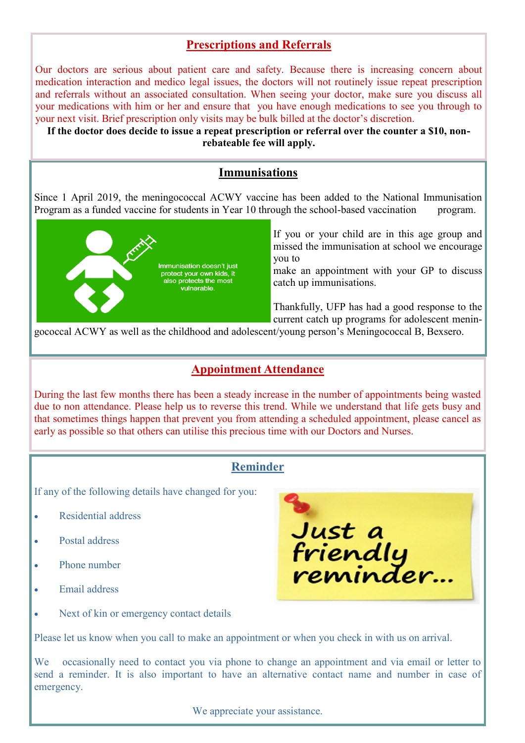## Prescriptions and Referrals

Our doctors are serious about patient care and safety. Because there is increasing concern about medication interaction and medico legal issues, the doctors will not routinely issue repeat prescription and referrals without an associated consultation. When seeing your doctor, make sure you discuss all your medications with him or her and ensure that you have enough medications to see you through to your next visit. Brief prescription only visits may be bulk billed at the doctor's discretion.

**If the doctor does decide to issue a repeat prescription or referral over the counter a $10, non-rebateable fee will apply.**

## Immunisations

Since 1 April 2019, the meningococcal ACWY vaccine has been added to the National Immunisation Program as a funded vaccine for students in Year 10 through the school-based vaccination program.

If you or your child are in this age group and missed the immunisation at school we encourage you to make an appointment with your GP to discuss catch up immunisations.

Thankfully, UFP has had a good response to the current catch up programs for adolescent meningococcal ACWY as well as the childhood and adolescent/young person's Meningococcal B, Bexsero.

## Appointment Attendance

During the last few months there has been a steady increase in the number of appointments being wasted due to non attendance. Please help us to reverse this trend. While we understand that life gets busy and that sometimes things happen that prevent you from attending a scheduled appointment, please cancel as early as possible so that others can utilise this precious time with our Doctors and Nurses.

## Reminder

If any of the following details have changed for you:

- Residential address
- Postal address
- Phone number
- Email address
- Next of kin or emergency contact details

Please let us know when you call to make an appointment or when you check in with us on arrival.

We occasionally need to contact you via phone to change an appointment and via email or letter to send a reminder. It is also important to have an alternative contact name and number in case of emergency.

We appreciate your assistance.